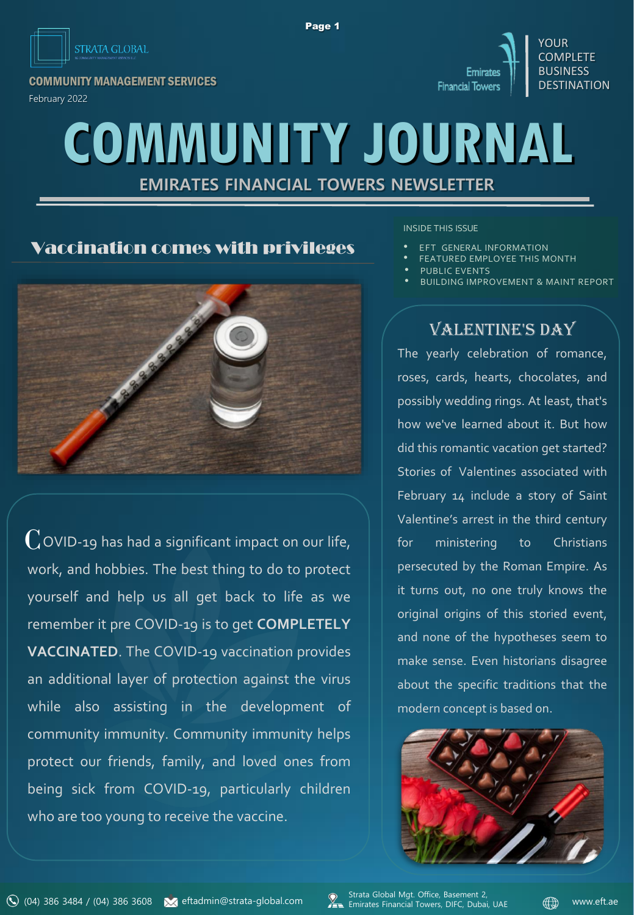STRATA GLOBAL

COMMUNITY MANAGEMENT SERVICES

February 2022

Emirates Financial Towers

YOUR COMPLETE BUSINESS DESTINATION

# COMMUNITY JOURNAL

## EMIRATES FINANCIAL TOWERS NEWSLETTER

## Vaccination comes with privileges

COVID-19 has had a significant impact on our life, work, and hobbies. The best thing to do to protect yourself and help us all get back to life as we remember it pre COVID-19 is to get **COMPLETELY VACCINATED**. The COVID-19 vaccination provides an additional layer of protection against the virus while also assisting in the development of community immunity. Community immunity helps protect our friends, family, and loved ones from being sick from COVID-19, particularly children who are too young to receive the vaccine.

INSIDE THIS ISSUE

- EFT GENERAL INFORMATION
- FEATURED EMPLOYEE THIS MONTH
- PUBLIC EVENTS
- BUILDING IMPROVEMENT & MAINT REPORT

## VALENTINE'S DAY

The yearly celebration of romance, roses, cards, hearts, chocolates, and possibly wedding rings. At least, that's how we've learned about it. But how did this romantic vacation get started? Stories of Valentines associated with February 14 include a story of Saint Valentine's arrest in the third century for ministering to Christians persecuted by the Roman Empire. As it turns out, no one truly knows the original origins of this storied event, and none of the hypotheses seem to make sense. Even historians disagree about the specific traditions that the modern concept is based on.

(04) 386 3484 / (04) 386 3608 | eftadmin@strata-global.com | Strata Global Mgt. Office, Basement 2, Emirates Financial Towers, DIFC, Dubai, UAE | www.eft.ae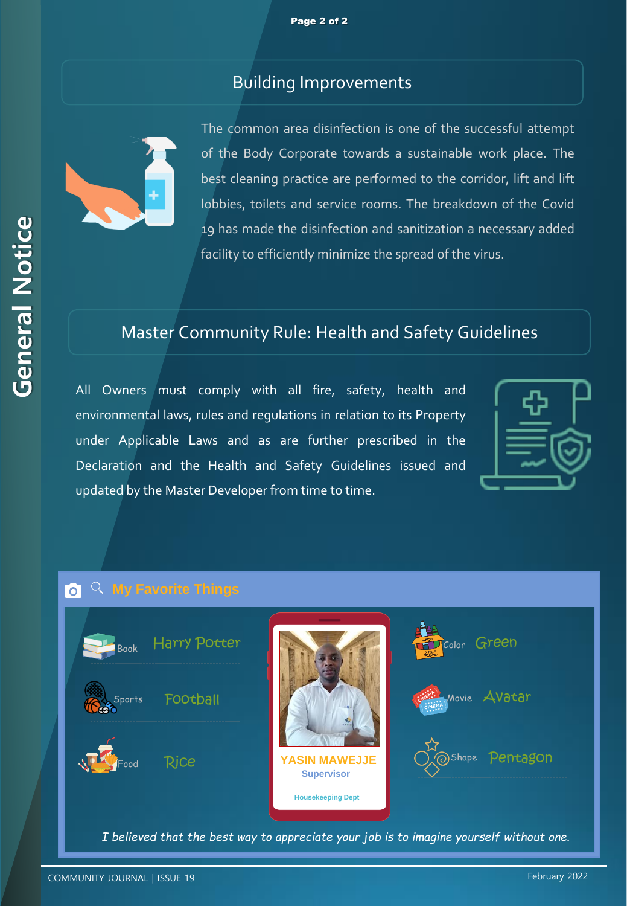# General Notice

## Building Improvements

The common area disinfection is one of the successful attempt of the Body Corporate towards a sustainable work place. The best cleaning practice are performed to the corridor, lift and lift lobbies, toilets and service rooms. The breakdown of the Covid 19 has made the disinfection and sanitization a necessary added facility to efficiently minimize the spread of the virus.

## Master Community Rule: Health and Safety Guidelines

All Owners must comply with all fire, safety, health and environmental laws, rules and regulations in relation to its Property under Applicable Laws and as are further prescribed in the Declaration and the Health and Safety Guidelines issued and updated by the Master Developer from time to time.

## My Favorite Things

Book: Harry Potter

Sports: Football

Food: Rice

**YASIN MAWEJJE**
Supervisor
Housekeeping Dept

Color: Green

Movie: Avatar

Shape: Pentagon

*I believed that the best way to appreciate your job is to imagine yourself without one.*

COMMUNITY JOURNAL | ISSUE 19 — February 2022